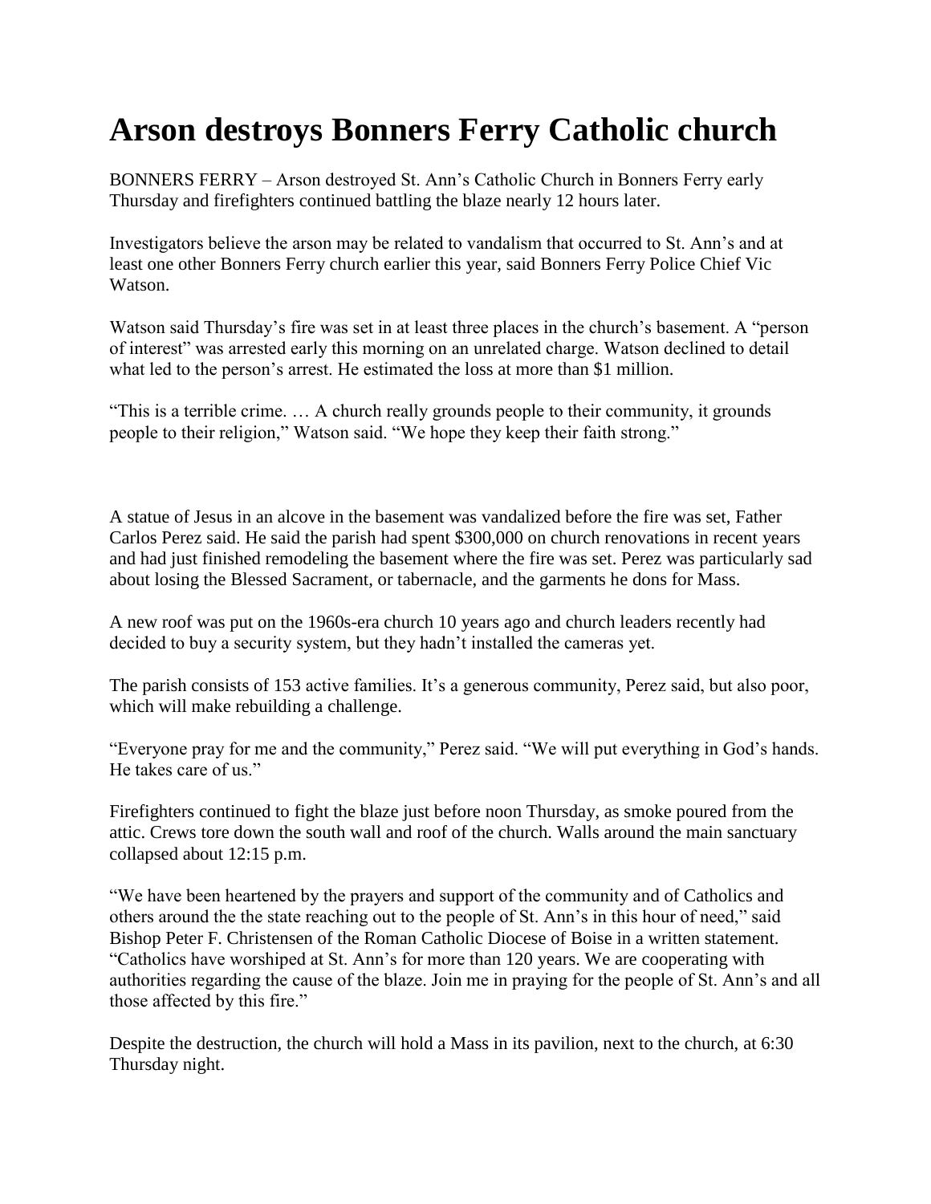# Arson destroys Bonners Ferry Catholic church

BONNERS FERRY – Arson destroyed St. Ann's Catholic Church in Bonners Ferry early Thursday and firefighters continued battling the blaze nearly 12 hours later.

Investigators believe the arson may be related to vandalism that occurred to St. Ann's and at least one other Bonners Ferry church earlier this year, said Bonners Ferry Police Chief Vic Watson.

Watson said Thursday's fire was set in at least three places in the church's basement. A "person of interest" was arrested early this morning on an unrelated charge. Watson declined to detail what led to the person's arrest. He estimated the loss at more than $1 million.

"This is a terrible crime. … A church really grounds people to their community, it grounds people to their religion," Watson said. "We hope they keep their faith strong."

A statue of Jesus in an alcove in the basement was vandalized before the fire was set, Father Carlos Perez said. He said the parish had spent $300,000 on church renovations in recent years and had just finished remodeling the basement where the fire was set. Perez was particularly sad about losing the Blessed Sacrament, or tabernacle, and the garments he dons for Mass.

A new roof was put on the 1960s-era church 10 years ago and church leaders recently had decided to buy a security system, but they hadn't installed the cameras yet.

The parish consists of 153 active families. It's a generous community, Perez said, but also poor, which will make rebuilding a challenge.

"Everyone pray for me and the community," Perez said. "We will put everything in God's hands. He takes care of us."

Firefighters continued to fight the blaze just before noon Thursday, as smoke poured from the attic. Crews tore down the south wall and roof of the church. Walls around the main sanctuary collapsed about 12:15 p.m.

"We have been heartened by the prayers and support of the community and of Catholics and others around the the state reaching out to the people of St. Ann's in this hour of need," said Bishop Peter F. Christensen of the Roman Catholic Diocese of Boise in a written statement. "Catholics have worshiped at St. Ann's for more than 120 years. We are cooperating with authorities regarding the cause of the blaze. Join me in praying for the people of St. Ann's and all those affected by this fire."

Despite the destruction, the church will hold a Mass in its pavilion, next to the church, at 6:30 Thursday night.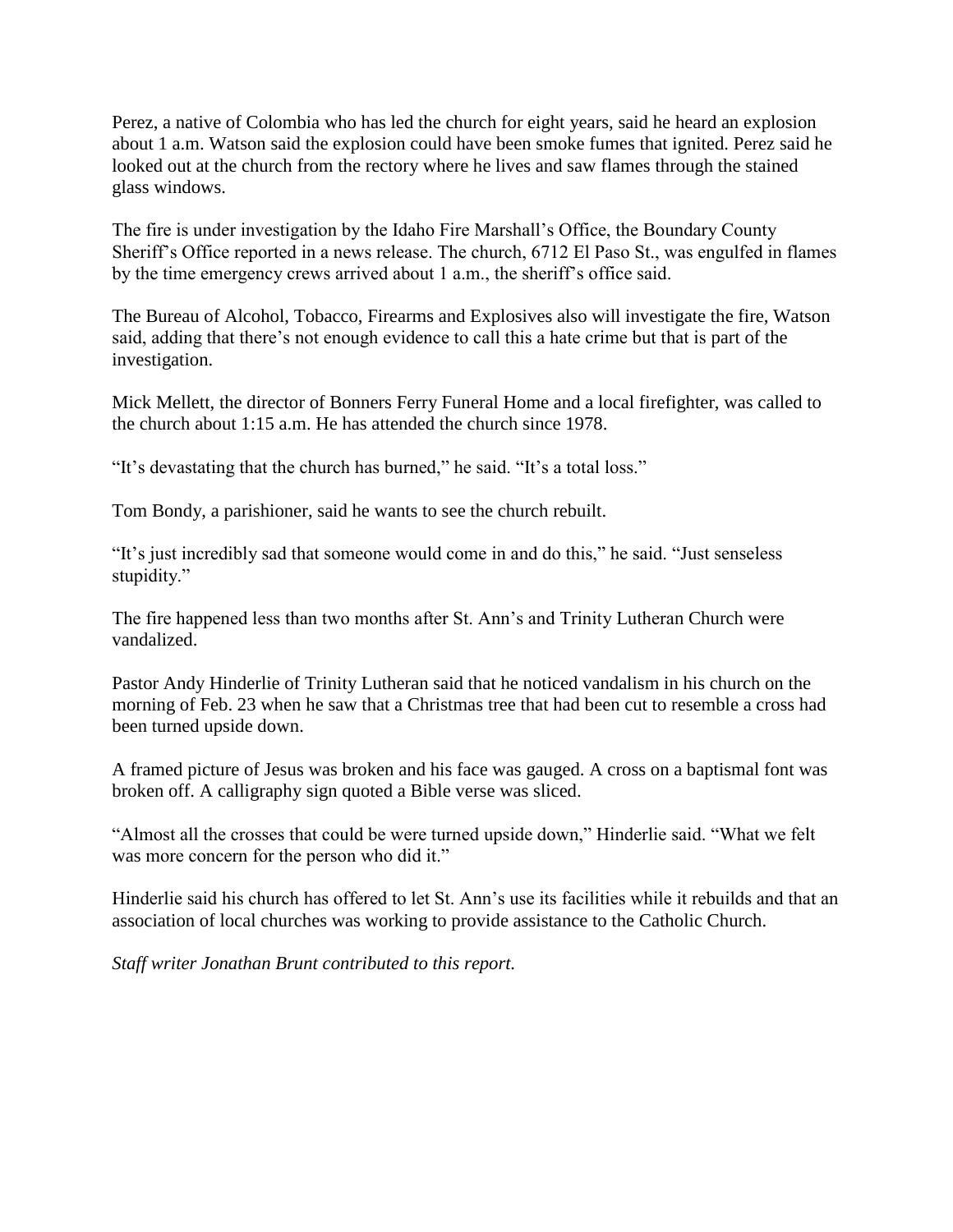Perez, a native of Colombia who has led the church for eight years, said he heard an explosion about 1 a.m. Watson said the explosion could have been smoke fumes that ignited. Perez said he looked out at the church from the rectory where he lives and saw flames through the stained glass windows.

The fire is under investigation by the Idaho Fire Marshall's Office, the Boundary County Sheriff's Office reported in a news release. The church, 6712 El Paso St., was engulfed in flames by the time emergency crews arrived about 1 a.m., the sheriff's office said.

The Bureau of Alcohol, Tobacco, Firearms and Explosives also will investigate the fire, Watson said, adding that there's not enough evidence to call this a hate crime but that is part of the investigation.

Mick Mellett, the director of Bonners Ferry Funeral Home and a local firefighter, was called to the church about 1:15 a.m. He has attended the church since 1978.

"It's devastating that the church has burned," he said. "It's a total loss."

Tom Bondy, a parishioner, said he wants to see the church rebuilt.

"It's just incredibly sad that someone would come in and do this," he said. "Just senseless stupidity."

The fire happened less than two months after St. Ann's and Trinity Lutheran Church were vandalized.

Pastor Andy Hinderlie of Trinity Lutheran said that he noticed vandalism in his church on the morning of Feb. 23 when he saw that a Christmas tree that had been cut to resemble a cross had been turned upside down.

A framed picture of Jesus was broken and his face was gauged. A cross on a baptismal font was broken off. A calligraphy sign quoted a Bible verse was sliced.

"Almost all the crosses that could be were turned upside down," Hinderlie said. "What we felt was more concern for the person who did it."

Hinderlie said his church has offered to let St. Ann's use its facilities while it rebuilds and that an association of local churches was working to provide assistance to the Catholic Church.

*Staff writer Jonathan Brunt contributed to this report.*